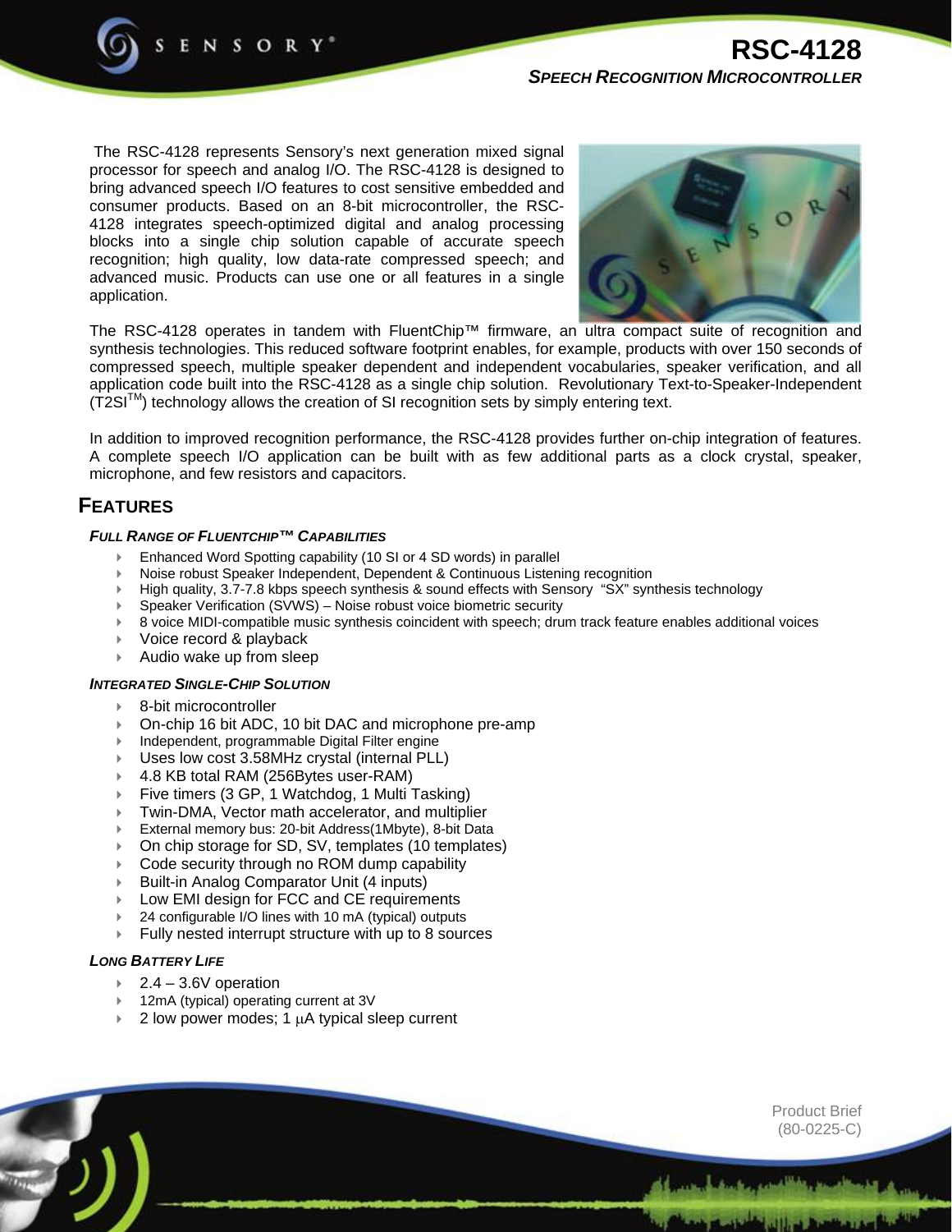# RSC-4128

## *SPEECH RECOGNITION MICROCONTROLLER*

The RSC-4128 represents Sensory's next generation mixed signal processor for speech and analog I/O. The RSC-4128 is designed to bring advanced speech I/O features to cost sensitive embedded and consumer products. Based on an 8-bit microcontroller, the RSC-4128 integrates speech-optimized digital and analog processing blocks into a single chip solution capable of accurate speech recognition; high quality, low data-rate compressed speech; and advanced music. Products can use one or all features in a single application.

The RSC-4128 operates in tandem with FluentChip™ firmware, an ultra compact suite of recognition and synthesis technologies. This reduced software footprint enables, for example, products with over 150 seconds of compressed speech, multiple speaker dependent and independent vocabularies, speaker verification, and all application code built into the RSC-4128 as a single chip solution. Revolutionary Text-to-Speaker-Independent (T2SI™) technology allows the creation of SI recognition sets by simply entering text.

In addition to improved recognition performance, the RSC-4128 provides further on-chip integration of features. A complete speech I/O application can be built with as few additional parts as a clock crystal, speaker, microphone, and few resistors and capacitors.

## FEATURES

### *FULL RANGE OF FLUENTCHIP™ CAPABILITIES*

- Enhanced Word Spotting capability (10 SI or 4 SD words) in parallel
- Noise robust Speaker Independent, Dependent & Continuous Listening recognition
- High quality, 3.7-7.8 kbps speech synthesis & sound effects with Sensory "SX" synthesis technology
- Speaker Verification (SVWS) – Noise robust voice biometric security
- 8 voice MIDI-compatible music synthesis coincident with speech; drum track feature enables additional voices
- Voice record & playback
- Audio wake up from sleep

### *INTEGRATED SINGLE-CHIP SOLUTION*

- 8-bit microcontroller
- On-chip 16 bit ADC, 10 bit DAC and microphone pre-amp
- Independent, programmable Digital Filter engine
- Uses low cost 3.58MHz crystal (internal PLL)
- 4.8 KB total RAM (256Bytes user-RAM)
- Five timers (3 GP, 1 Watchdog, 1 Multi Tasking)
- Twin-DMA, Vector math accelerator, and multiplier
- External memory bus: 20-bit Address(1Mbyte), 8-bit Data
- On chip storage for SD, SV, templates (10 templates)
- Code security through no ROM dump capability
- Built-in Analog Comparator Unit (4 inputs)
- Low EMI design for FCC and CE requirements
- 24 configurable I/O lines with 10 mA (typical) outputs
- Fully nested interrupt structure with up to 8 sources

### *LONG BATTERY LIFE*

- 2.4 – 3.6V operation
- 12mA (typical) operating current at 3V
- 2 low power modes; 1 μA typical sleep current

Product Brief
(80-0225-C)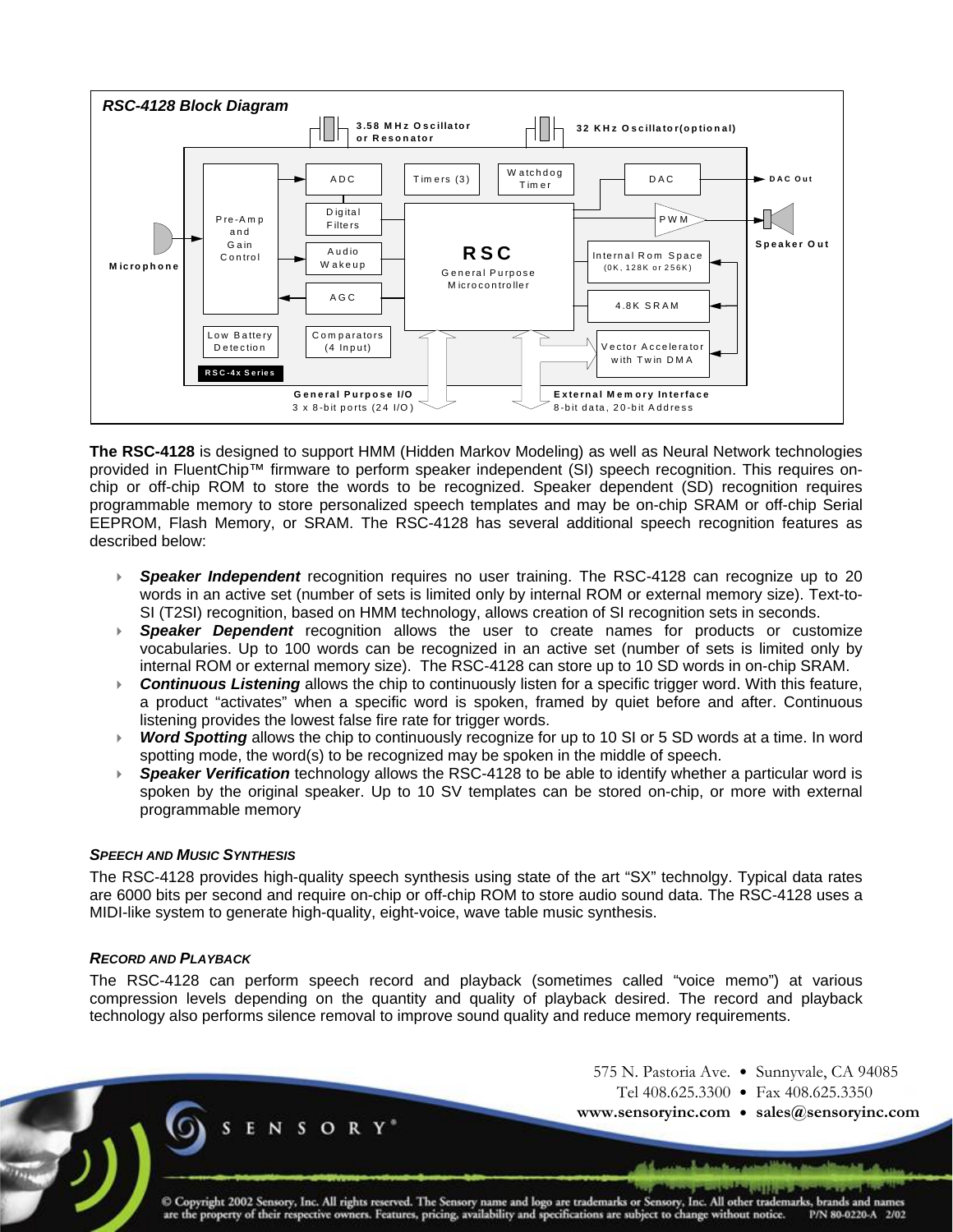**RSC-4128 Block Diagram**

3.58 MHz Oscillator or Resonator
32 KHz Oscillator(optional)
Microphone
Pre-Amp and Gain Control
ADC
Digital Filters
Audio Wakeup
AGC
Timers (3)
Watchdog Timer
DAC
DAC Out
PWM
Speaker Out
RSC
General Purpose Microcontroller
Internal Rom Space (0K, 128K or 256K)
4.8K SRAM
Vector Accelerator with Twin DMA
Low Battery Detection
Comparators (4 Input)
RSC-4x Series
General Purpose I/O
3 x 8-bit ports (24 I/O)
External Memory Interface
8-bit data, 20-bit Address

**The RSC-4128** is designed to support HMM (Hidden Markov Modeling) as well as Neural Network technologies provided in FluentChip™ firmware to perform speaker independent (SI) speech recognition. This requires on-chip or off-chip ROM to store the words to be recognized. Speaker dependent (SD) recognition requires programmable memory to store personalized speech templates and may be on-chip SRAM or off-chip Serial EEPROM, Flash Memory, or SRAM. The RSC-4128 has several additional speech recognition features as described below:

- ***Speaker Independent*** recognition requires no user training. The RSC-4128 can recognize up to 20 words in an active set (number of sets is limited only by internal ROM or external memory size). Text-to-SI (T2SI) recognition, based on HMM technology, allows creation of SI recognition sets in seconds.
- ***Speaker Dependent*** recognition allows the user to create names for products or customize vocabularies. Up to 100 words can be recognized in an active set (number of sets is limited only by internal ROM or external memory size). The RSC-4128 can store up to 10 SD words in on-chip SRAM.
- ***Continuous Listening*** allows the chip to continuously listen for a specific trigger word. With this feature, a product "activates" when a specific word is spoken, framed by quiet before and after. Continuous listening provides the lowest false fire rate for trigger words.
- ***Word Spotting*** allows the chip to continuously recognize for up to 10 SI or 5 SD words at a time. In word spotting mode, the word(s) to be recognized may be spoken in the middle of speech.
- ***Speaker Verification*** technology allows the RSC-4128 to be able to identify whether a particular word is spoken by the original speaker. Up to 10 SV templates can be stored on-chip, or more with external programmable memory

### *SPEECH AND MUSIC SYNTHESIS*

The RSC-4128 provides high-quality speech synthesis using state of the art "SX" technolgy. Typical data rates are 6000 bits per second and require on-chip or off-chip ROM to store audio sound data. The RSC-4128 uses a MIDI-like system to generate high-quality, eight-voice, wave table music synthesis.

### *RECORD AND PLAYBACK*

The RSC-4128 can perform speech record and playback (sometimes called "voice memo") at various compression levels depending on the quantity and quality of playback desired. The record and playback technology also performs silence removal to improve sound quality and reduce memory requirements.

575 N. Pastoria Ave. • Sunnyvale, CA 94085
Tel 408.625.3300 • Fax 408.625.3350
**www.sensoryinc.com • sales@sensoryinc.com**

SENSORY®

© Copyright 2002 Sensory, Inc. All rights reserved. The Sensory name and logo are trademarks or Sensory, Inc. All other trademarks, brands and names are the property of their respective owners. Features, pricing, availability and specifications are subject to change without notice. P/N 80-0220-A 2/02